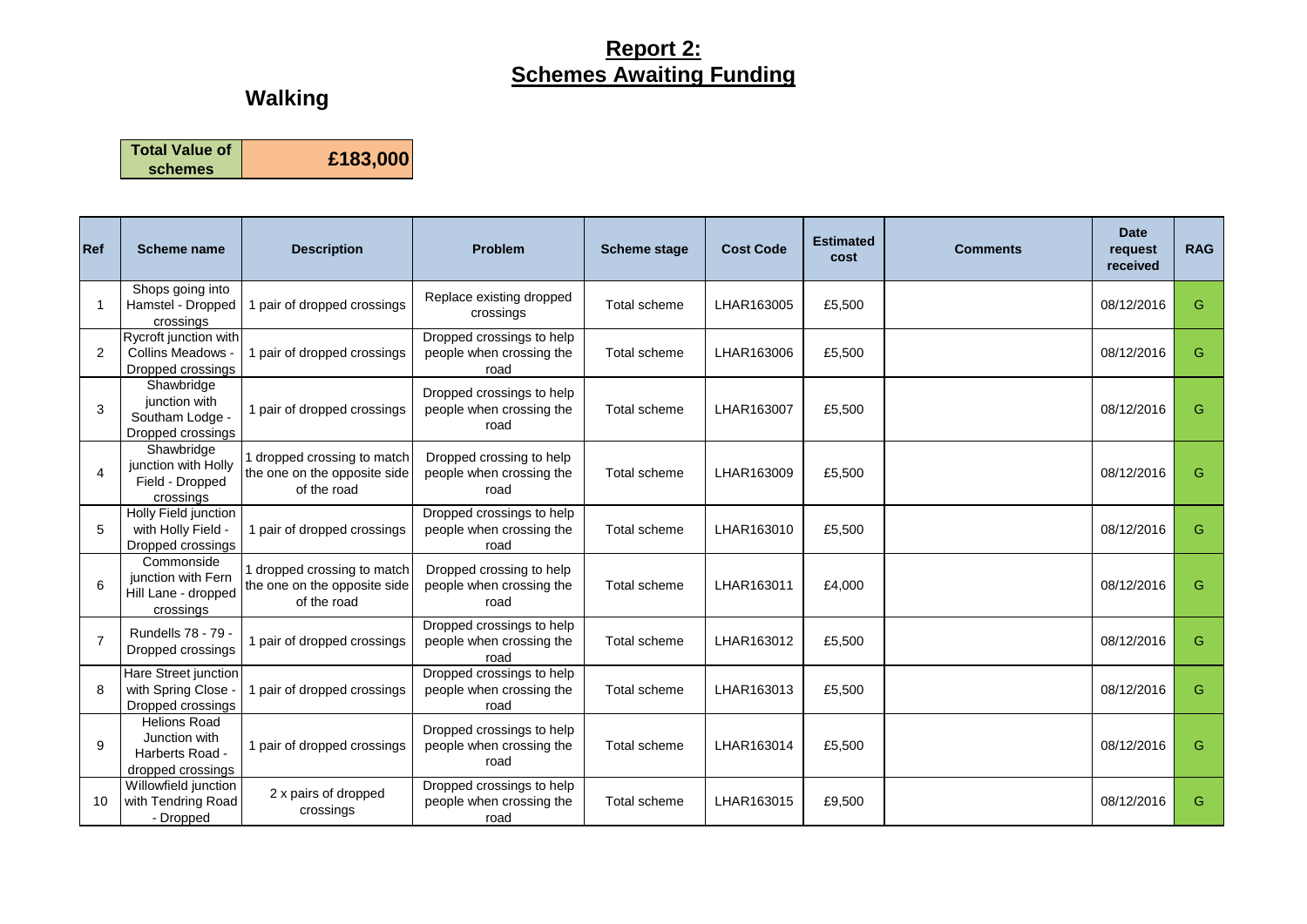# Report 2:
# Schemes Awaiting Funding

## Walking

| Total Value of schemes | £183,000 |
|---|---|

| Ref | Scheme name | Description | Problem | Scheme stage | Cost Code | Estimated cost | Comments | Date request received | RAG |
|---|---|---|---|---|---|---|---|---|---|
| 1 | Shops going into Hamstel - Dropped crossings | 1 pair of dropped crossings | Replace existing dropped crossings | Total scheme | LHAR163005 | £5,500 | | 08/12/2016 | G |
| 2 | Rycroft junction with Collins Meadows - Dropped crossings | 1 pair of dropped crossings | Dropped crossings to help people when crossing the road | Total scheme | LHAR163006 | £5,500 | | 08/12/2016 | G |
| 3 | Shawbridge junction with Southam Lodge - Dropped crossings | 1 pair of dropped crossings | Dropped crossings to help people when crossing the road | Total scheme | LHAR163007 | £5,500 | | 08/12/2016 | G |
| 4 | Shawbridge junction with Holly Field - Dropped crossings | 1 dropped crossing to match the one on the opposite side of the road | Dropped crossing to help people when crossing the road | Total scheme | LHAR163009 | £5,500 | | 08/12/2016 | G |
| 5 | Holly Field junction with Holly Field - Dropped crossings | 1 pair of dropped crossings | Dropped crossings to help people when crossing the road | Total scheme | LHAR163010 | £5,500 | | 08/12/2016 | G |
| 6 | Commonside junction with Fern Hill Lane - dropped crossings | 1 dropped crossing to match the one on the opposite side of the road | Dropped crossing to help people when crossing the road | Total scheme | LHAR163011 | £4,000 | | 08/12/2016 | G |
| 7 | Rundells 78 - 79 - Dropped crossings | 1 pair of dropped crossings | Dropped crossings to help people when crossing the road | Total scheme | LHAR163012 | £5,500 | | 08/12/2016 | G |
| 8 | Hare Street junction with Spring Close - Dropped crossings | 1 pair of dropped crossings | Dropped crossings to help people when crossing the road | Total scheme | LHAR163013 | £5,500 | | 08/12/2016 | G |
| 9 | Helions Road Junction with Harberts Road - dropped crossings | 1 pair of dropped crossings | Dropped crossings to help people when crossing the road | Total scheme | LHAR163014 | £5,500 | | 08/12/2016 | G |
| 10 | Willowfield junction with Tendring Road - Dropped | 2 x pairs of dropped crossings | Dropped crossings to help people when crossing the road | Total scheme | LHAR163015 | £9,500 | | 08/12/2016 | G |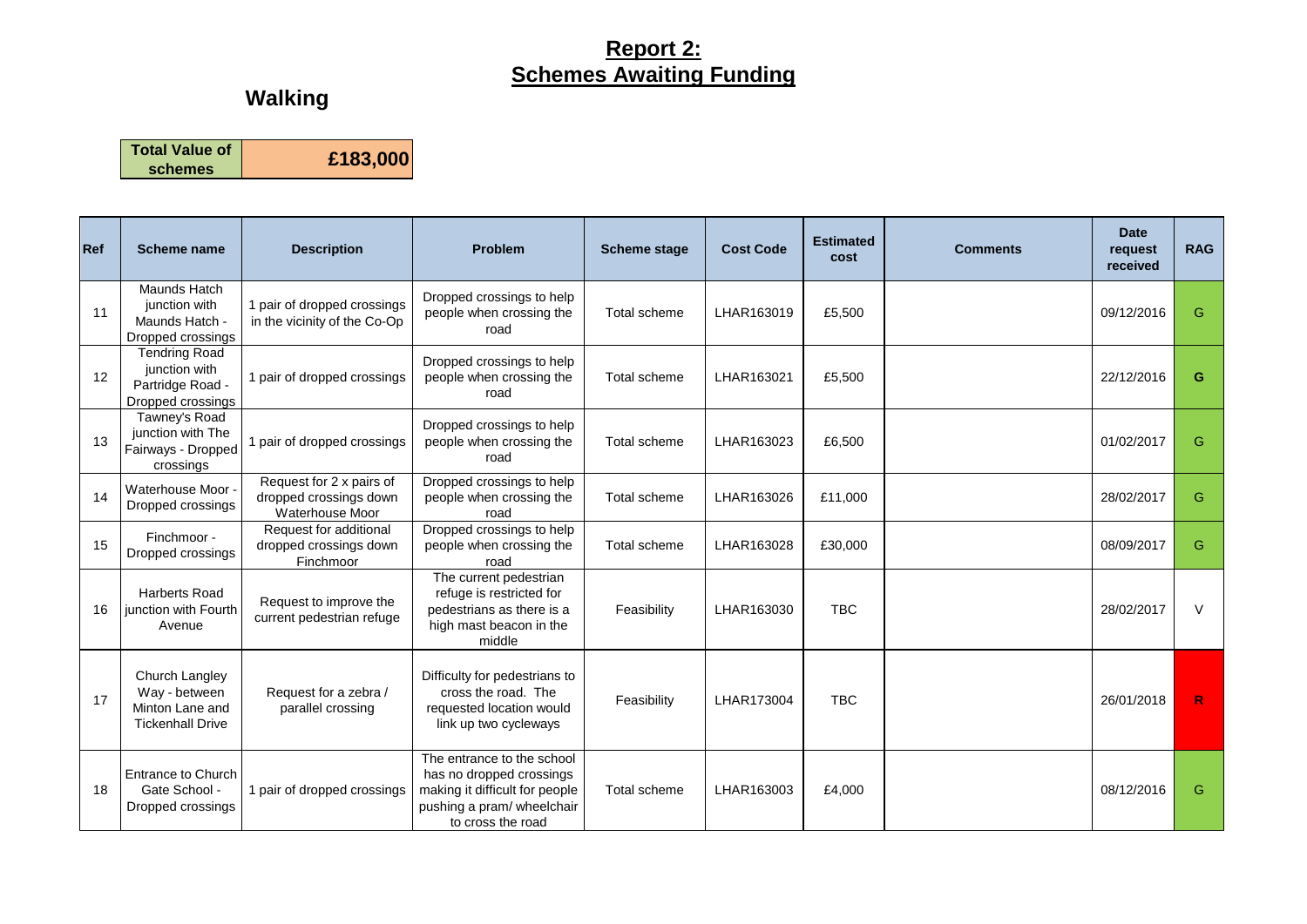# Report 2:
# Schemes Awaiting Funding

## Walking

| Total Value of schemes | £183,000 |
|---|---|

| Ref | Scheme name | Description | Problem | Scheme stage | Cost Code | Estimated cost | Comments | Date request received | RAG |
|---|---|---|---|---|---|---|---|---|---|
| 11 | Maunds Hatch junction with Maunds Hatch - Dropped crossings | 1 pair of dropped crossings in the vicinity of the Co-Op | Dropped crossings to help people when crossing the road | Total scheme | LHAR163019 | £5,500 | | 09/12/2016 | G |
| 12 | Tendring Road junction with Partridge Road - Dropped crossings | 1 pair of dropped crossings | Dropped crossings to help people when crossing the road | Total scheme | LHAR163021 | £5,500 | | 22/12/2016 | G |
| 13 | Tawney's Road junction with The Fairways - Dropped crossings | 1 pair of dropped crossings | Dropped crossings to help people when crossing the road | Total scheme | LHAR163023 | £6,500 | | 01/02/2017 | G |
| 14 | Waterhouse Moor - Dropped crossings | Request for 2 x pairs of dropped crossings down Waterhouse Moor | Dropped crossings to help people when crossing the road | Total scheme | LHAR163026 | £11,000 | | 28/02/2017 | G |
| 15 | Finchmoor - Dropped crossings | Request for additional dropped crossings down Finchmoor | Dropped crossings to help people when crossing the road | Total scheme | LHAR163028 | £30,000 | | 08/09/2017 | G |
| 16 | Harberts Road junction with Fourth Avenue | Request to improve the current pedestrian refuge | The current pedestrian refuge is restricted for pedestrians as there is a high mast beacon in the middle | Feasibility | LHAR163030 | TBC | | 28/02/2017 | V |
| 17 | Church Langley Way - between Minton Lane and Tickenhall Drive | Request for a zebra / parallel crossing | Difficulty for pedestrians to cross the road. The requested location would link up two cycleways | Feasibility | LHAR173004 | TBC | | 26/01/2018 | R |
| 18 | Entrance to Church Gate School - Dropped crossings | 1 pair of dropped crossings | The entrance to the school has no dropped crossings making it difficult for people pushing a pram/ wheelchair to cross the road | Total scheme | LHAR163003 | £4,000 | | 08/12/2016 | G |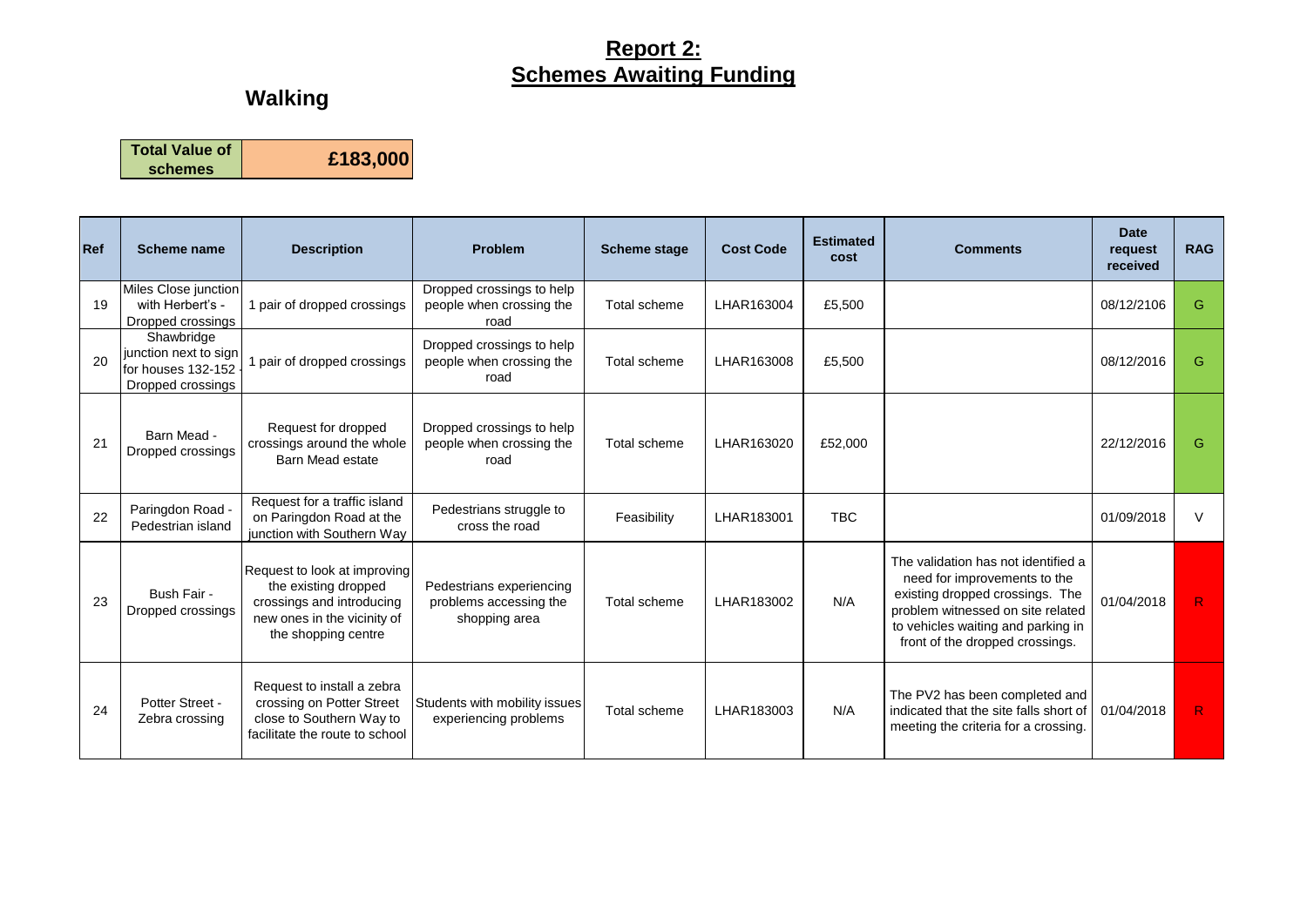# Report 2: Schemes Awaiting Funding

## Walking

| Total Value of schemes | £183,000 |
|---|---|

| Ref | Scheme name | Description | Problem | Scheme stage | Cost Code | Estimated cost | Comments | Date request received | RAG |
|---|---|---|---|---|---|---|---|---|---|
| 19 | Miles Close junction with Herbert's - Dropped crossings | 1 pair of dropped crossings | Dropped crossings to help people when crossing the road | Total scheme | LHAR163004 | £5,500 | | 08/12/2106 | G |
| 20 | Shawbridge junction next to sign for houses 132-152 - Dropped crossings | 1 pair of dropped crossings | Dropped crossings to help people when crossing the road | Total scheme | LHAR163008 | £5,500 | | 08/12/2016 | G |
| 21 | Barn Mead - Dropped crossings | Request for dropped crossings around the whole Barn Mead estate | Dropped crossings to help people when crossing the road | Total scheme | LHAR163020 | £52,000 | | 22/12/2016 | G |
| 22 | Paringdon Road - Pedestrian island | Request for a traffic island on Paringdon Road at the junction with Southern Way | Pedestrians struggle to cross the road | Feasibility | LHAR183001 | TBC | | 01/09/2018 | V |
| 23 | Bush Fair - Dropped crossings | Request to look at improving the existing dropped crossings and introducing new ones in the vicinity of the shopping centre | Pedestrians experiencing problems accessing the shopping area | Total scheme | LHAR183002 | N/A | The validation has not identified a need for improvements to the existing dropped crossings. The problem witnessed on site related to vehicles waiting and parking in front of the dropped crossings. | 01/04/2018 | R |
| 24 | Potter Street - Zebra crossing | Request to install a zebra crossing on Potter Street close to Southern Way to facilitate the route to school | Students with mobility issues experiencing problems | Total scheme | LHAR183003 | N/A | The PV2 has been completed and indicated that the site falls short of meeting the criteria for a crossing. | 01/04/2018 | R |